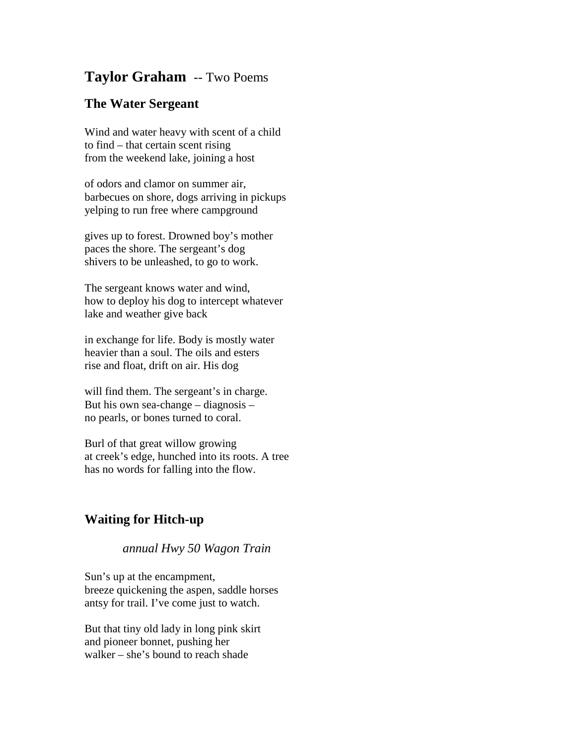# **Taylor Graham** -- Two Poems

## The Water Sergeant

Wind and water heavy with scent of a child  
to find – that certain scent rising  
from the weekend lake, joining a host

of odors and clamor on summer air,  
barbecues on shore, dogs arriving in pickups  
yelping to run free where campground

gives up to forest. Drowned boy's mother  
paces the shore. The sergeant's dog  
shivers to be unleashed, to go to work.

The sergeant knows water and wind,  
how to deploy his dog to intercept whatever  
lake and weather give back

in exchange for life. Body is mostly water  
heavier than a soul. The oils and esters  
rise and float, drift on air. His dog

will find them. The sergeant's in charge.  
But his own sea-change – diagnosis –  
no pearls, or bones turned to coral.

Burl of that great willow growing  
at creek's edge, hunched into its roots. A tree  
has no words for falling into the flow.

## Waiting for Hitch-up

*annual Hwy 50 Wagon Train*

Sun's up at the encampment,  
breeze quickening the aspen, saddle horses  
antsy for trail. I've come just to watch.

But that tiny old lady in long pink skirt  
and pioneer bonnet, pushing her  
walker – she's bound to reach shade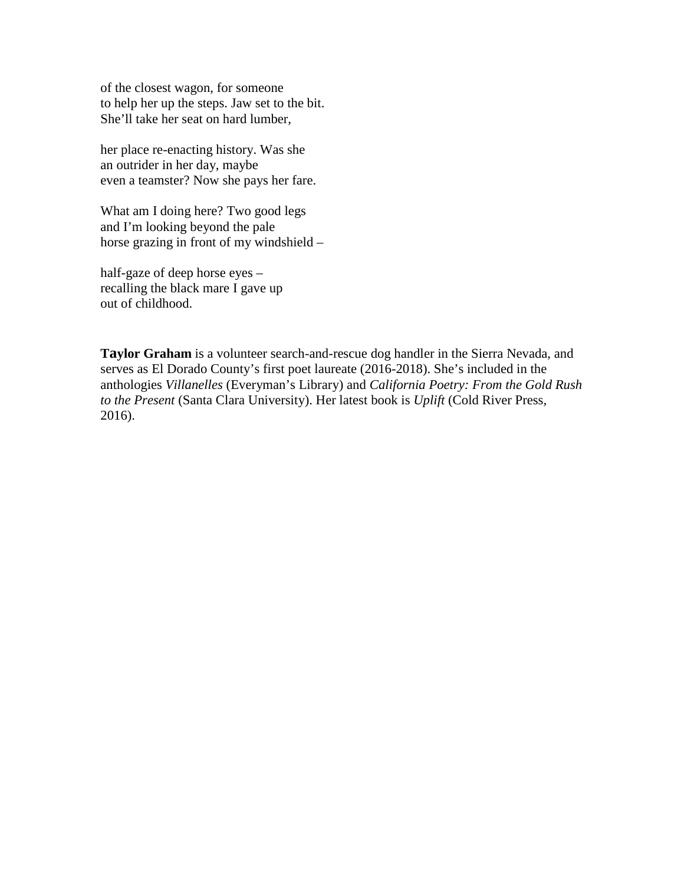of the closest wagon, for someone  
to help her up the steps. Jaw set to the bit.  
She'll take her seat on hard lumber,

her place re-enacting history. Was she  
an outrider in her day, maybe  
even a teamster? Now she pays her fare.

What am I doing here? Two good legs  
and I'm looking beyond the pale  
horse grazing in front of my windshield –

half-gaze of deep horse eyes –  
recalling the black mare I gave up  
out of childhood.

**Taylor Graham** is a volunteer search-and-rescue dog handler in the Sierra Nevada, and serves as El Dorado County's first poet laureate (2016-2018). She's included in the anthologies *Villanelles* (Everyman's Library) and *California Poetry: From the Gold Rush to the Present* (Santa Clara University). Her latest book is *Uplift* (Cold River Press, 2016).